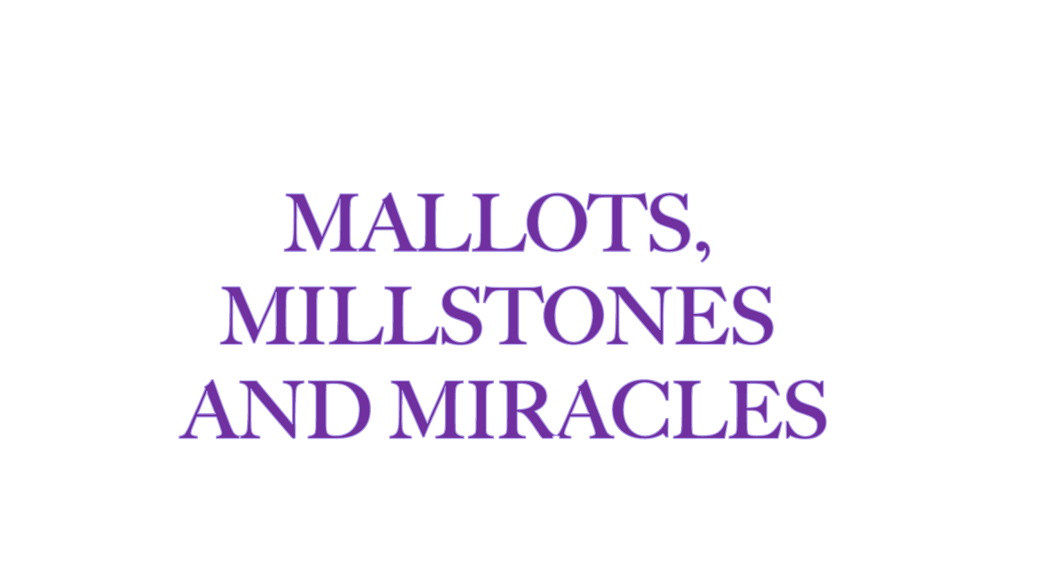# MALLOTS, MILLSTONES AND MIRACLES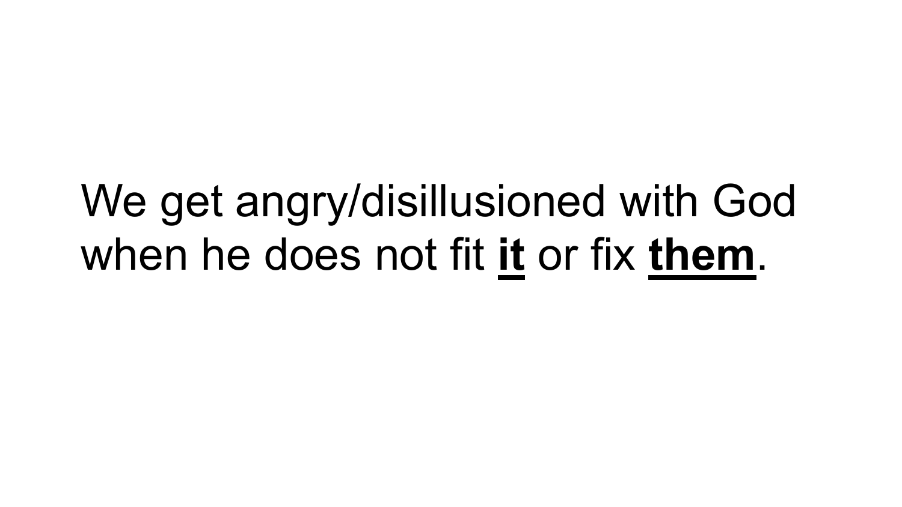We get angry/disillusioned with God when he does not fit **<u>it</u>** or fix **<u>them</u>**.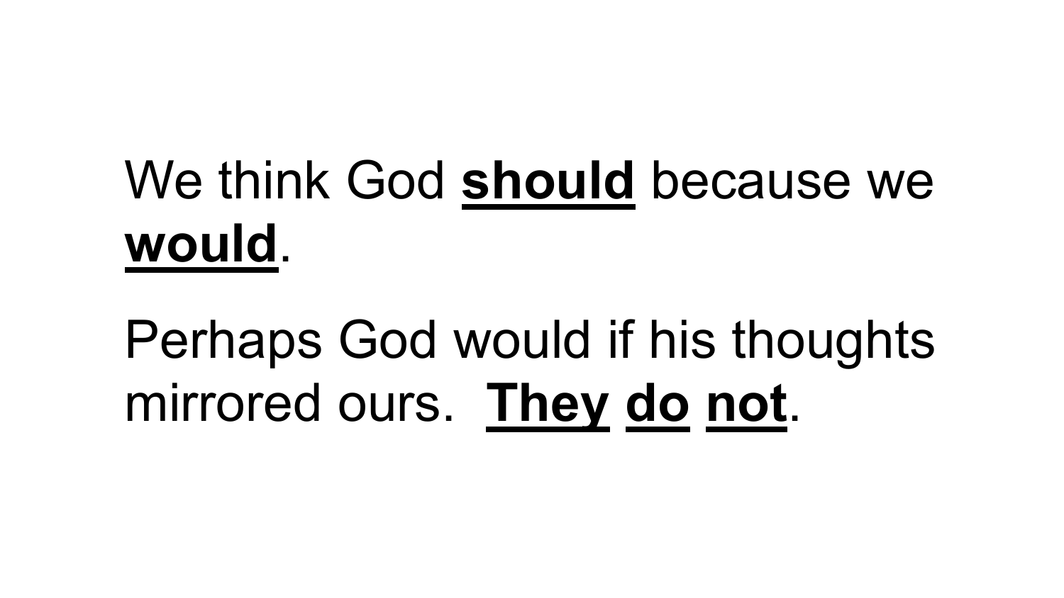We think God **<u>should</u>** because we **<u>would</u>**.

Perhaps God would if his thoughts mirrored ours. **<u>They</u> <u>do</u> <u>not</u>**.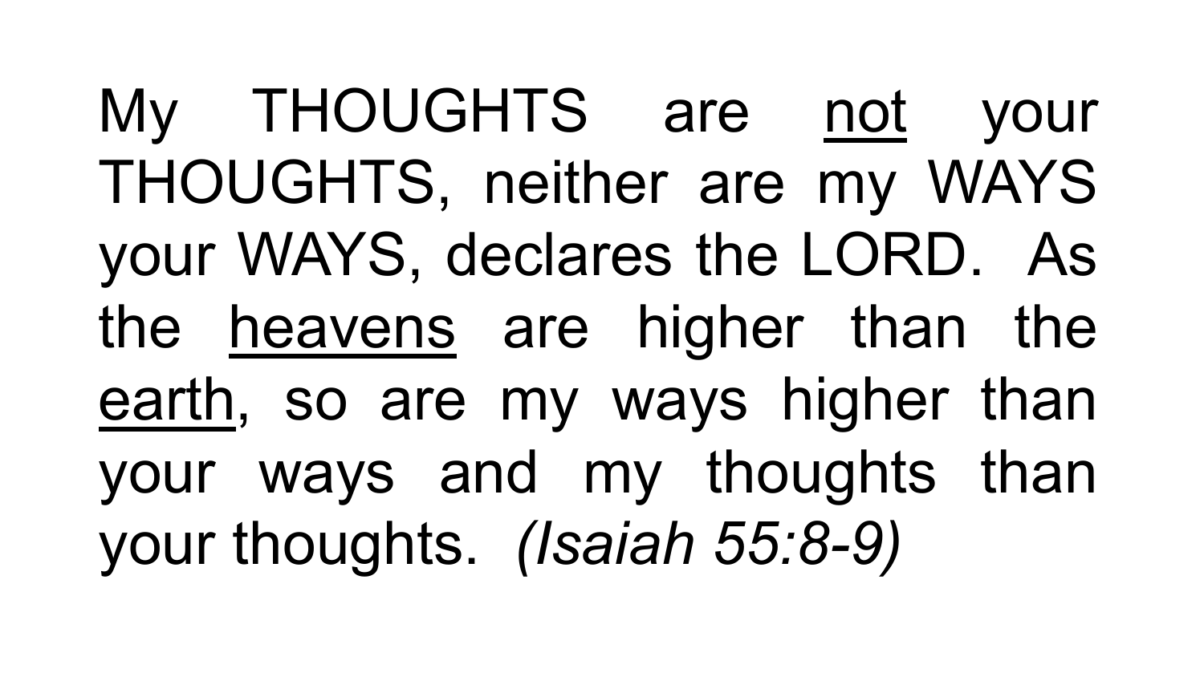My THOUGHTS are <u>not</u> your THOUGHTS, neither are my WAYS your WAYS, declares the LORD. As the <u>heavens</u> are higher than the <u>earth</u>, so are my ways higher than your ways and my thoughts than your thoughts. *(Isaiah 55:8-9)*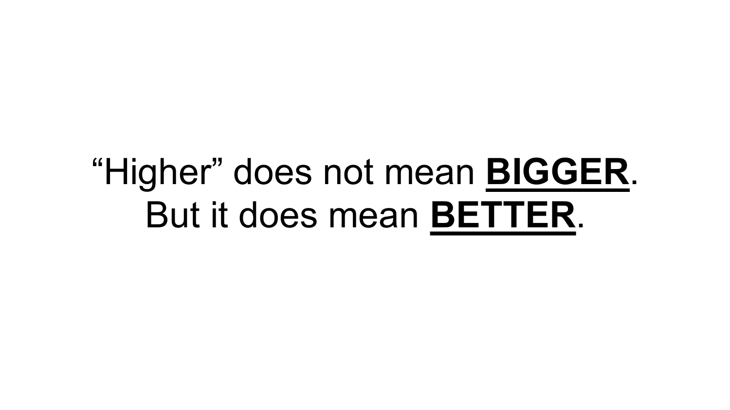"Higher" does not mean <u>**BIGGER**</u>.
But it does mean <u>**BETTER**</u>.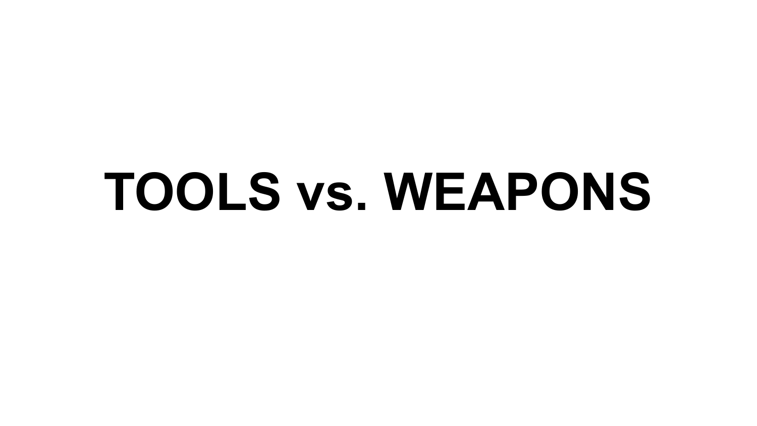# TOOLS vs. WEAPONS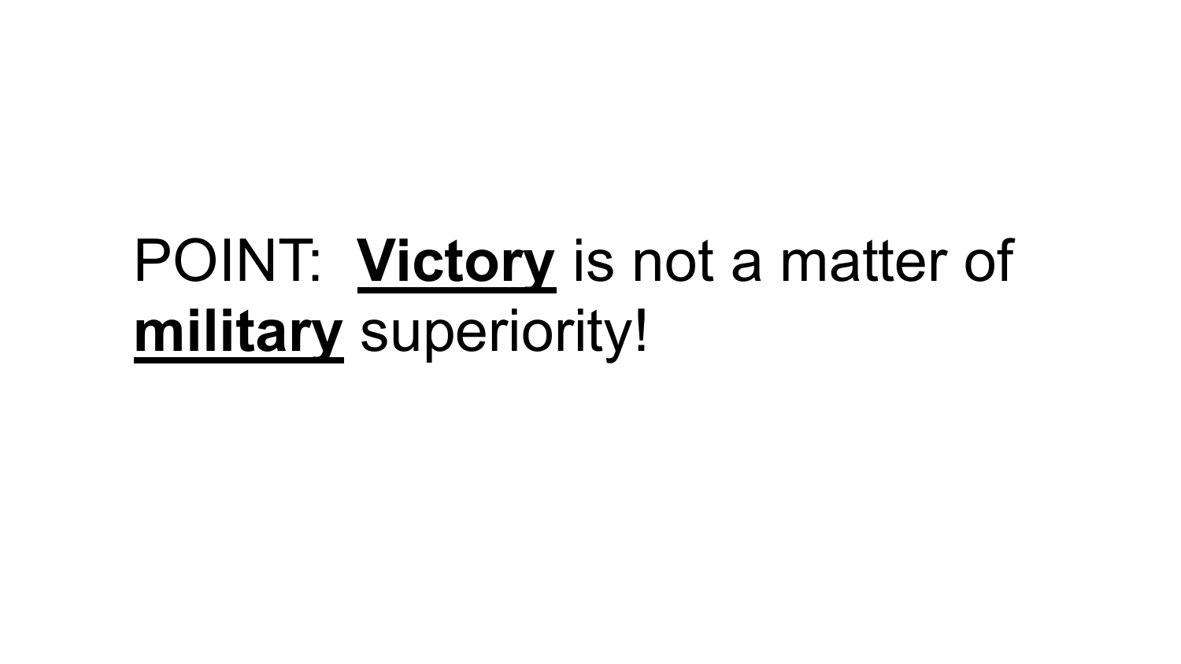POINT: **<u>Victory</u>** is not a matter of **<u>military</u>** superiority!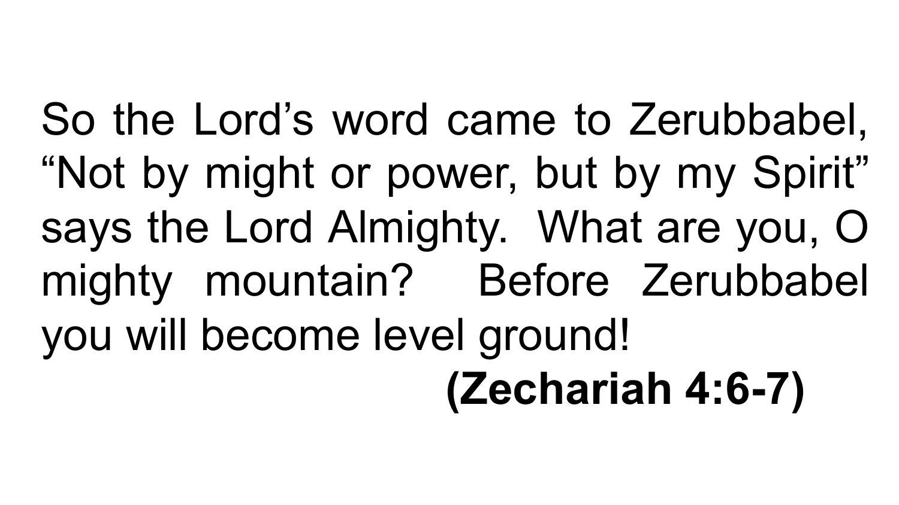So the Lord's word came to Zerubbabel, "Not by might or power, but by my Spirit" says the Lord Almighty.  What are you, O mighty mountain?  Before Zerubbabel you will become level ground!

**(Zechariah 4:6-7)**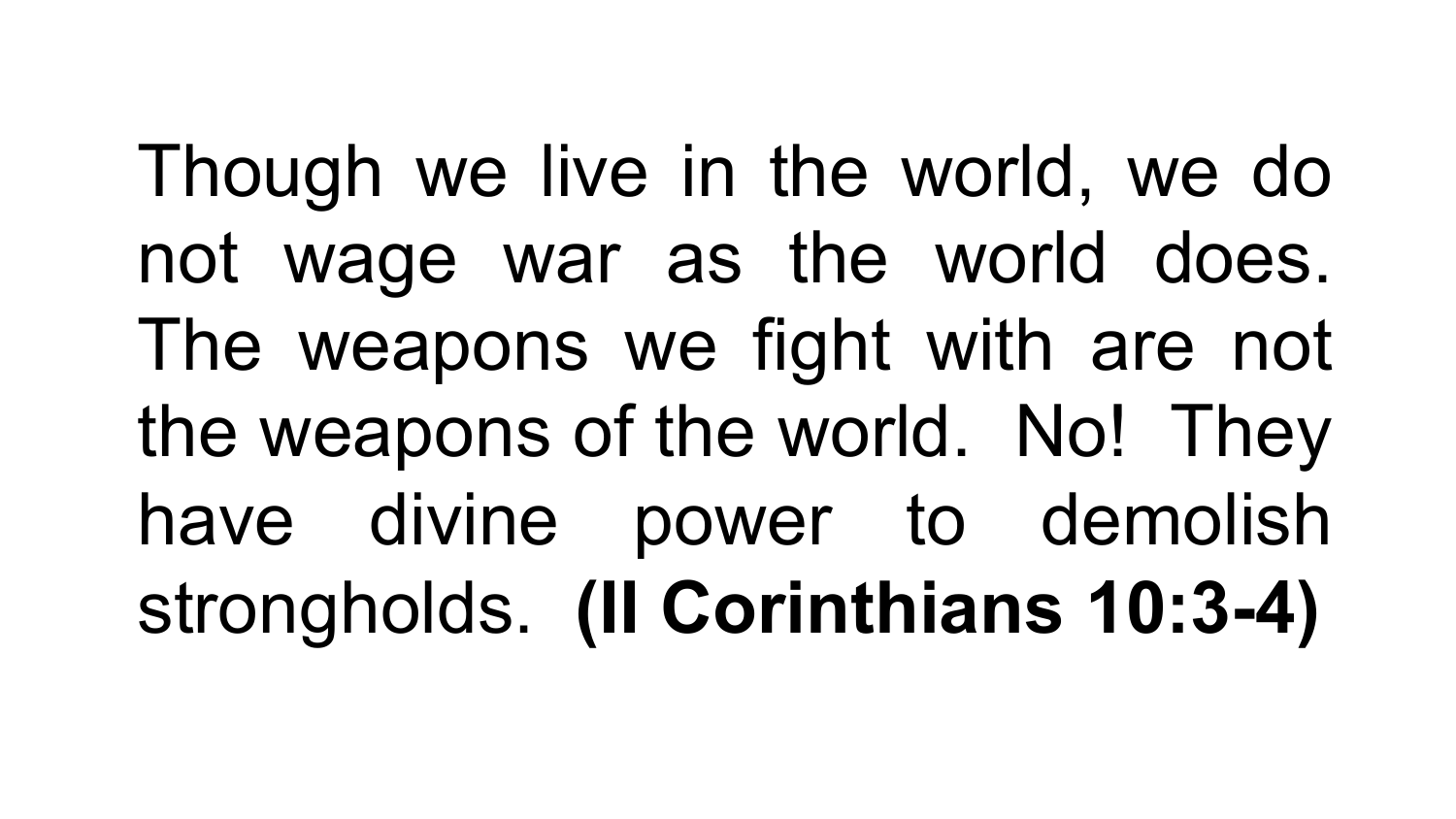Though we live in the world, we do not wage war as the world does. The weapons we fight with are not the weapons of the world. No! They have divine power to demolish strongholds. **(II Corinthians 10:3-4)**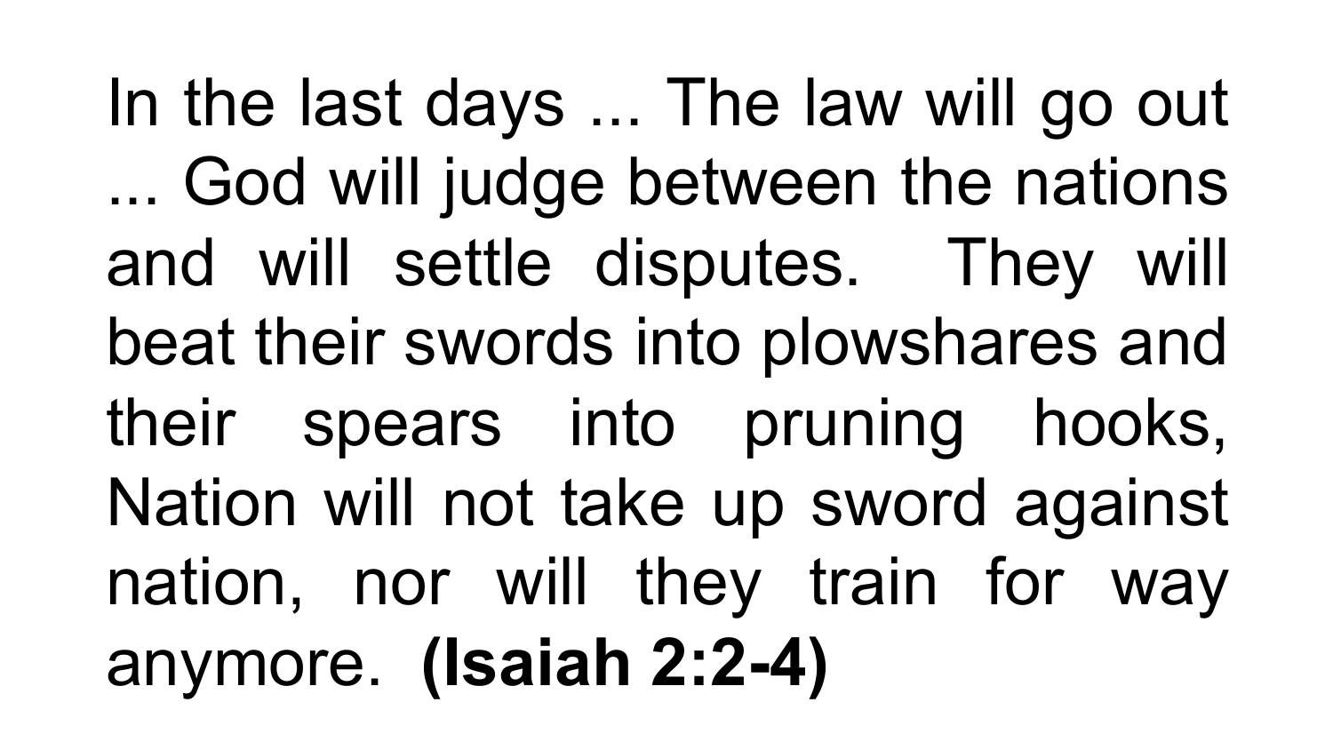In the last days ... The law will go out ... God will judge between the nations and will settle disputes.  They will beat their swords into plowshares and their spears into pruning hooks, Nation will not take up sword against nation, nor will they train for way anymore.  **(Isaiah 2:2-4)**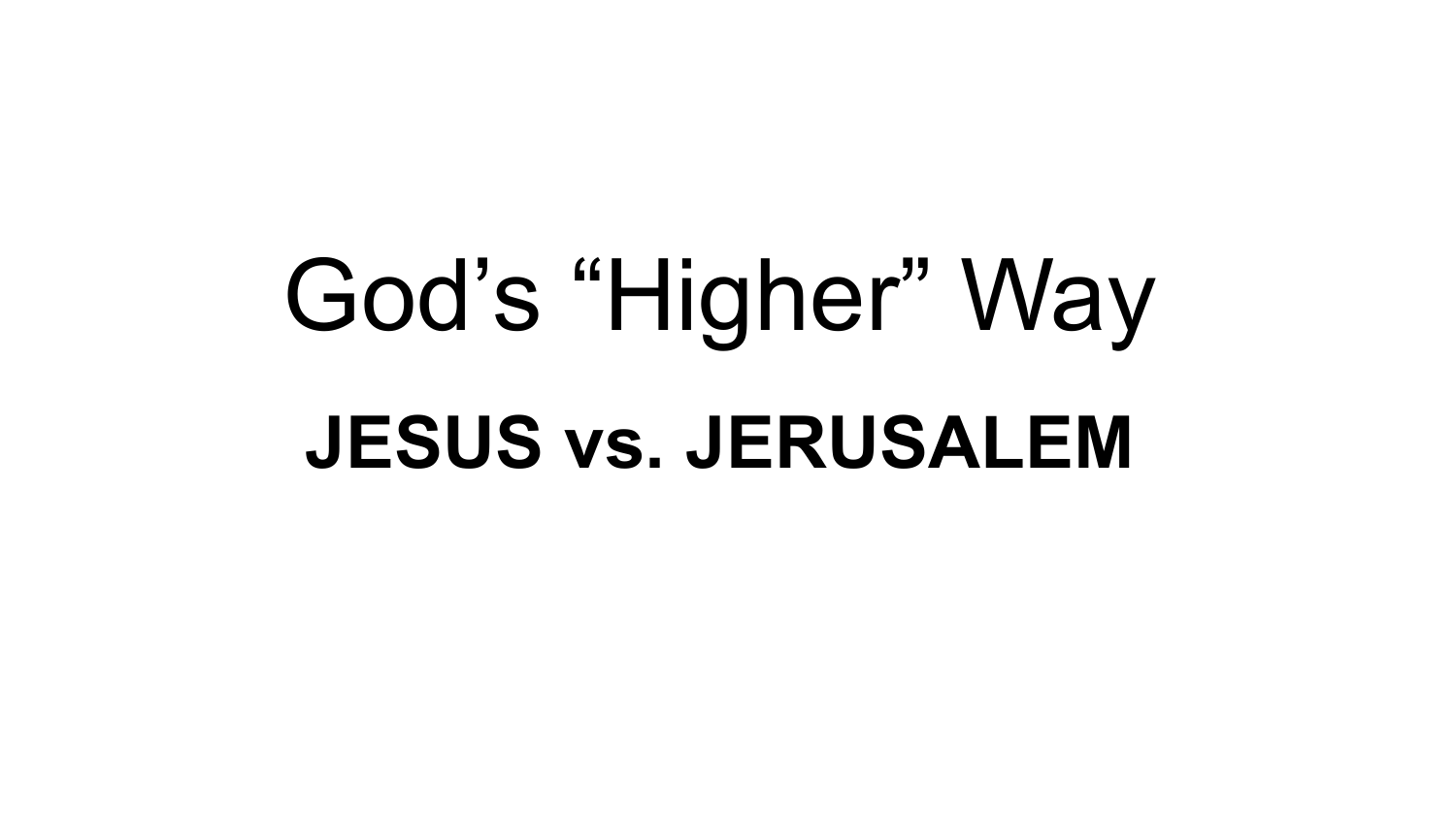# God’s “Higher” Way

**JESUS vs. JERUSALEM**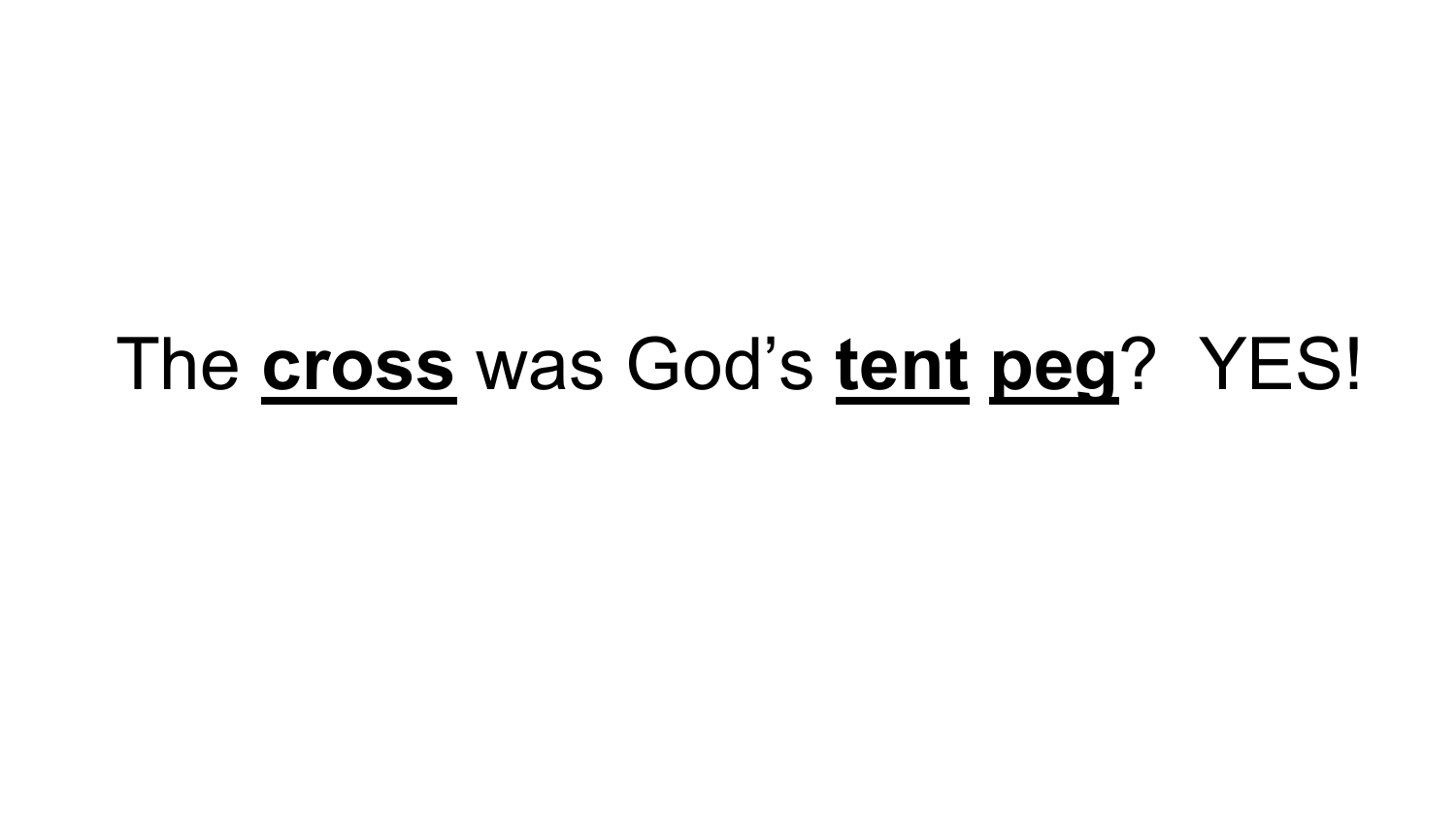The **<u>cross</u>** was God's **<u>tent</u>** **<u>peg</u>**?  YES!